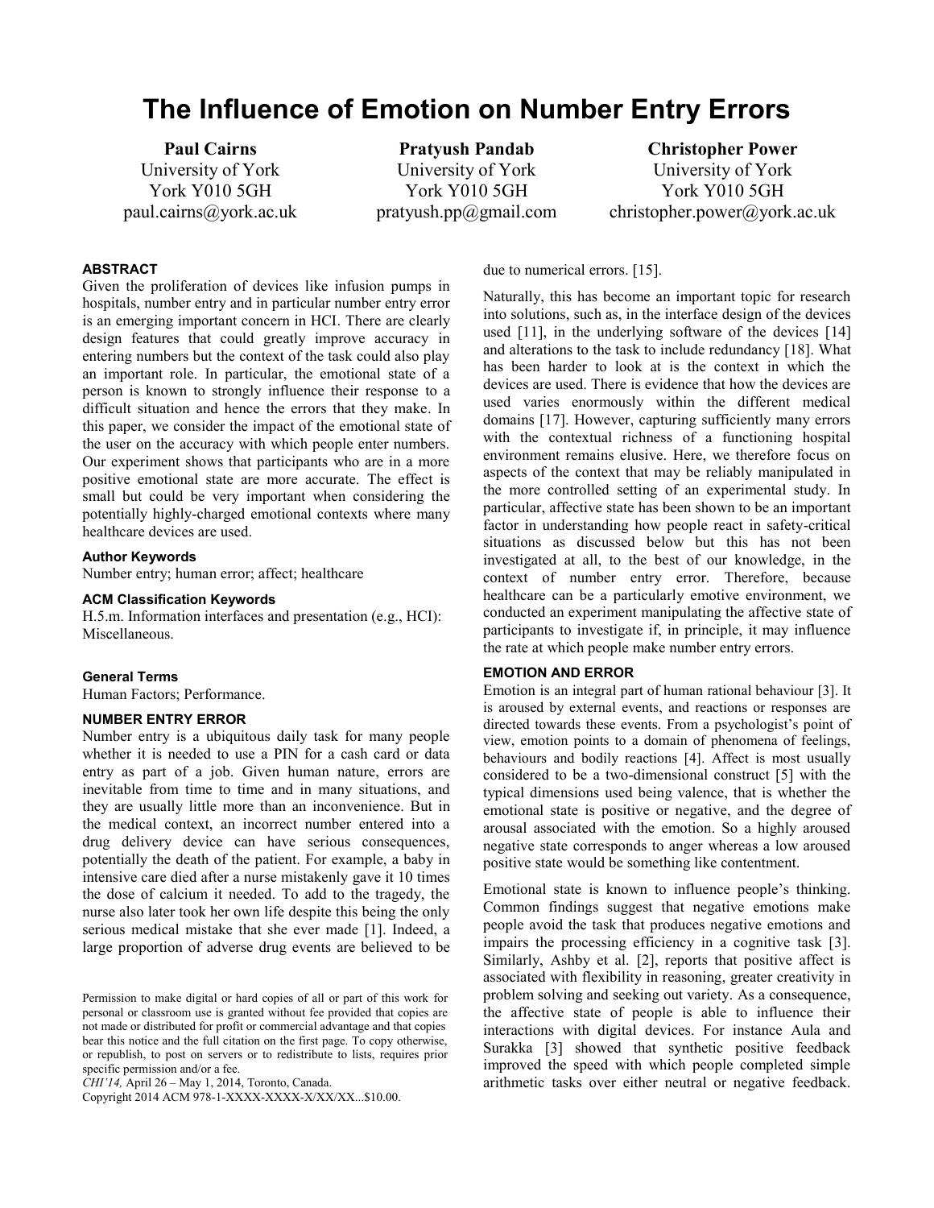# The Influence of Emotion on Number Entry Errors

**Paul Cairns**
University of York
York Y010 5GH
paul.cairns@york.ac.uk

**Pratyush Pandab**
University of York
York Y010 5GH
pratyush.pp@gmail.com

**Christopher Power**
University of York
York Y010 5GH
christopher.power@york.ac.uk

#### ABSTRACT

Given the proliferation of devices like infusion pumps in hospitals, number entry and in particular number entry error is an emerging important concern in HCI. There are clearly design features that could greatly improve accuracy in entering numbers but the context of the task could also play an important role. In particular, the emotional state of a person is known to strongly influence their response to a difficult situation and hence the errors that they make. In this paper, we consider the impact of the emotional state of the user on the accuracy with which people enter numbers. Our experiment shows that participants who are in a more positive emotional state are more accurate. The effect is small but could be very important when considering the potentially highly-charged emotional contexts where many healthcare devices are used.

#### Author Keywords

Number entry; human error; affect; healthcare

#### ACM Classification Keywords

H.5.m. Information interfaces and presentation (e.g., HCI): Miscellaneous.

#### General Terms

Human Factors; Performance.

#### NUMBER ENTRY ERROR

Number entry is a ubiquitous daily task for many people whether it is needed to use a PIN for a cash card or data entry as part of a job. Given human nature, errors are inevitable from time to time and in many situations, and they are usually little more than an inconvenience. But in the medical context, an incorrect number entered into a drug delivery device can have serious consequences, potentially the death of the patient. For example, a baby in intensive care died after a nurse mistakenly gave it 10 times the dose of calcium it needed. To add to the tragedy, the nurse also later took her own life despite this being the only serious medical mistake that she ever made [1]. Indeed, a large proportion of adverse drug events are believed to be due to numerical errors. [15].

Naturally, this has become an important topic for research into solutions, such as, in the interface design of the devices used [11], in the underlying software of the devices [14] and alterations to the task to include redundancy [18]. What has been harder to look at is the context in which the devices are used. There is evidence that how the devices are used varies enormously within the different medical domains [17]. However, capturing sufficiently many errors with the contextual richness of a functioning hospital environment remains elusive. Here, we therefore focus on aspects of the context that may be reliably manipulated in the more controlled setting of an experimental study. In particular, affective state has been shown to be an important factor in understanding how people react in safety-critical situations as discussed below but this has not been investigated at all, to the best of our knowledge, in the context of number entry error. Therefore, because healthcare can be a particularly emotive environment, we conducted an experiment manipulating the affective state of participants to investigate if, in principle, it may influence the rate at which people make number entry errors.

#### EMOTION AND ERROR

Emotion is an integral part of human rational behaviour [3]. It is aroused by external events, and reactions or responses are directed towards these events. From a psychologist's point of view, emotion points to a domain of phenomena of feelings, behaviours and bodily reactions [4]. Affect is most usually considered to be a two-dimensional construct [5] with the typical dimensions used being valence, that is whether the emotional state is positive or negative, and the degree of arousal associated with the emotion. So a highly aroused negative state corresponds to anger whereas a low aroused positive state would be something like contentment.

Emotional state is known to influence people's thinking. Common findings suggest that negative emotions make people avoid the task that produces negative emotions and impairs the processing efficiency in a cognitive task [3]. Similarly, Ashby et al. [2], reports that positive affect is associated with flexibility in reasoning, greater creativity in problem solving and seeking out variety. As a consequence, the affective state of people is able to influence their interactions with digital devices. For instance Aula and Surakka [3] showed that synthetic positive feedback improved the speed with which people completed simple arithmetic tasks over either neutral or negative feedback.

Permission to make digital or hard copies of all or part of this work for personal or classroom use is granted without fee provided that copies are not made or distributed for profit or commercial advantage and that copies bear this notice and the full citation on the first page. To copy otherwise, or republish, to post on servers or to redistribute to lists, requires prior specific permission and/or a fee.
*CHI'14,* April 26 – May 1, 2014, Toronto, Canada.
Copyright 2014 ACM 978-1-XXXX-XXXX-X/XX/XX...$10.00.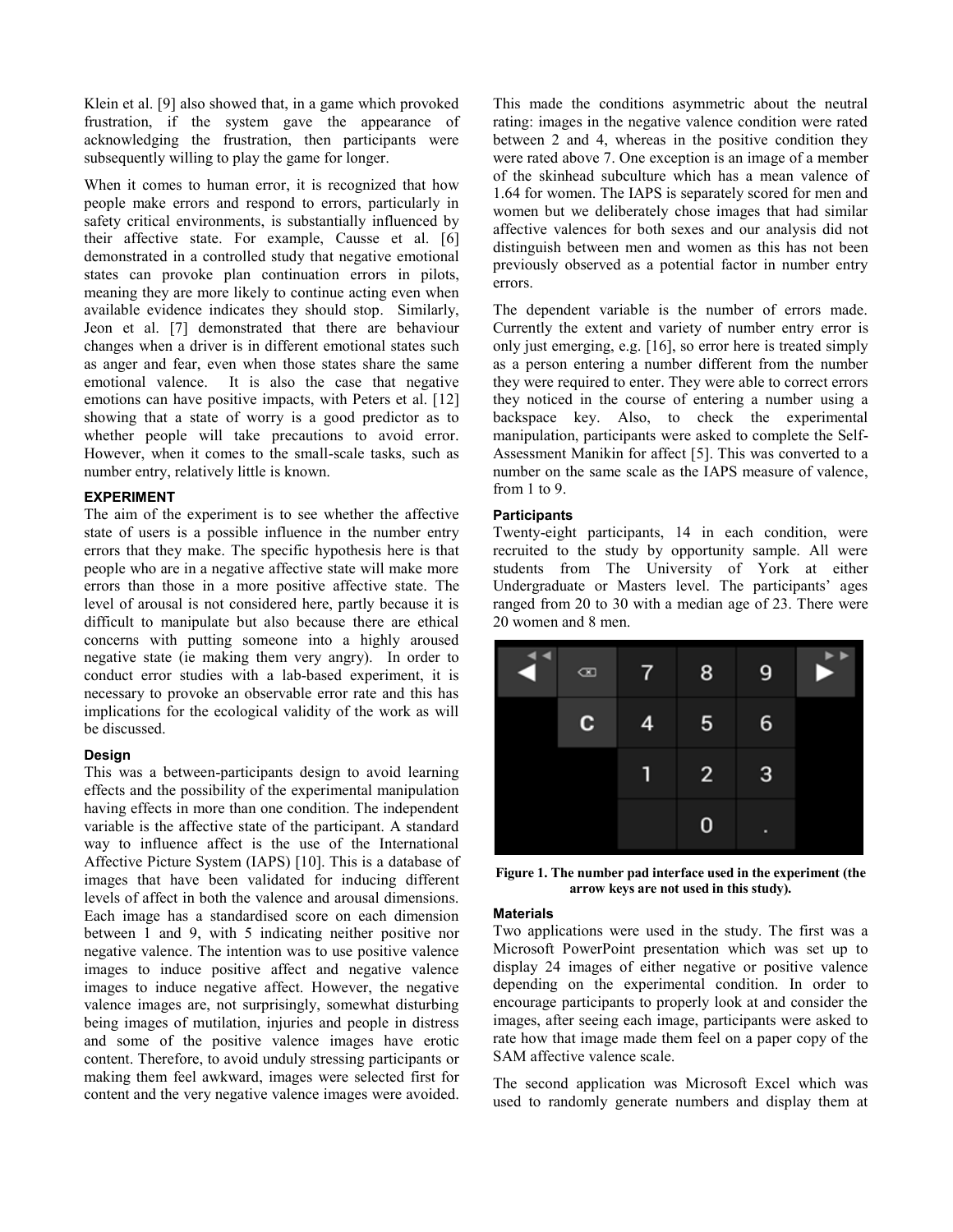Klein et al. [9] also showed that, in a game which provoked frustration, if the system gave the appearance of acknowledging the frustration, then participants were subsequently willing to play the game for longer.

When it comes to human error, it is recognized that how people make errors and respond to errors, particularly in safety critical environments, is substantially influenced by their affective state. For example, Causse et al. [6] demonstrated in a controlled study that negative emotional states can provoke plan continuation errors in pilots, meaning they are more likely to continue acting even when available evidence indicates they should stop. Similarly, Jeon et al. [7] demonstrated that there are behaviour changes when a driver is in different emotional states such as anger and fear, even when those states share the same emotional valence. It is also the case that negative emotions can have positive impacts, with Peters et al. [12] showing that a state of worry is a good predictor as to whether people will take precautions to avoid error. However, when it comes to the small-scale tasks, such as number entry, relatively little is known.

## EXPERIMENT

The aim of the experiment is to see whether the affective state of users is a possible influence in the number entry errors that they make. The specific hypothesis here is that people who are in a negative affective state will make more errors than those in a more positive affective state. The level of arousal is not considered here, partly because it is difficult to manipulate but also because there are ethical concerns with putting someone into a highly aroused negative state (ie making them very angry). In order to conduct error studies with a lab-based experiment, it is necessary to provoke an observable error rate and this has implications for the ecological validity of the work as will be discussed.

### Design

This was a between-participants design to avoid learning effects and the possibility of the experimental manipulation having effects in more than one condition. The independent variable is the affective state of the participant. A standard way to influence affect is the use of the International Affective Picture System (IAPS) [10]. This is a database of images that have been validated for inducing different levels of affect in both the valence and arousal dimensions. Each image has a standardised score on each dimension between 1 and 9, with 5 indicating neither positive nor negative valence. The intention was to use positive valence images to induce positive affect and negative valence images to induce negative affect. However, the negative valence images are, not surprisingly, somewhat disturbing being images of mutilation, injuries and people in distress and some of the positive valence images have erotic content. Therefore, to avoid unduly stressing participants or making them feel awkward, images were selected first for content and the very negative valence images were avoided. This made the conditions asymmetric about the neutral rating: images in the negative valence condition were rated between 2 and 4, whereas in the positive condition they were rated above 7. One exception is an image of a member of the skinhead subculture which has a mean valence of 1.64 for women. The IAPS is separately scored for men and women but we deliberately chose images that had similar affective valences for both sexes and our analysis did not distinguish between men and women as this has not been previously observed as a potential factor in number entry errors.

The dependent variable is the number of errors made. Currently the extent and variety of number entry error is only just emerging, e.g. [16], so error here is treated simply as a person entering a number different from the number they were required to enter. They were able to correct errors they noticed in the course of entering a number using a backspace key. Also, to check the experimental manipulation, participants were asked to complete the Self-Assessment Manikin for affect [5]. This was converted to a number on the same scale as the IAPS measure of valence, from 1 to 9.

### Participants

Twenty-eight participants, 14 in each condition, were recruited to the study by opportunity sample. All were students from The University of York at either Undergraduate or Masters level. The participants' ages ranged from 20 to 30 with a median age of 23. There were 20 women and 8 men.

**Figure 1. The number pad interface used in the experiment (the arrow keys are not used in this study).**

### Materials

Two applications were used in the study. The first was a Microsoft PowerPoint presentation which was set up to display 24 images of either negative or positive valence depending on the experimental condition. In order to encourage participants to properly look at and consider the images, after seeing each image, participants were asked to rate how that image made them feel on a paper copy of the SAM affective valence scale.

The second application was Microsoft Excel which was used to randomly generate numbers and display them at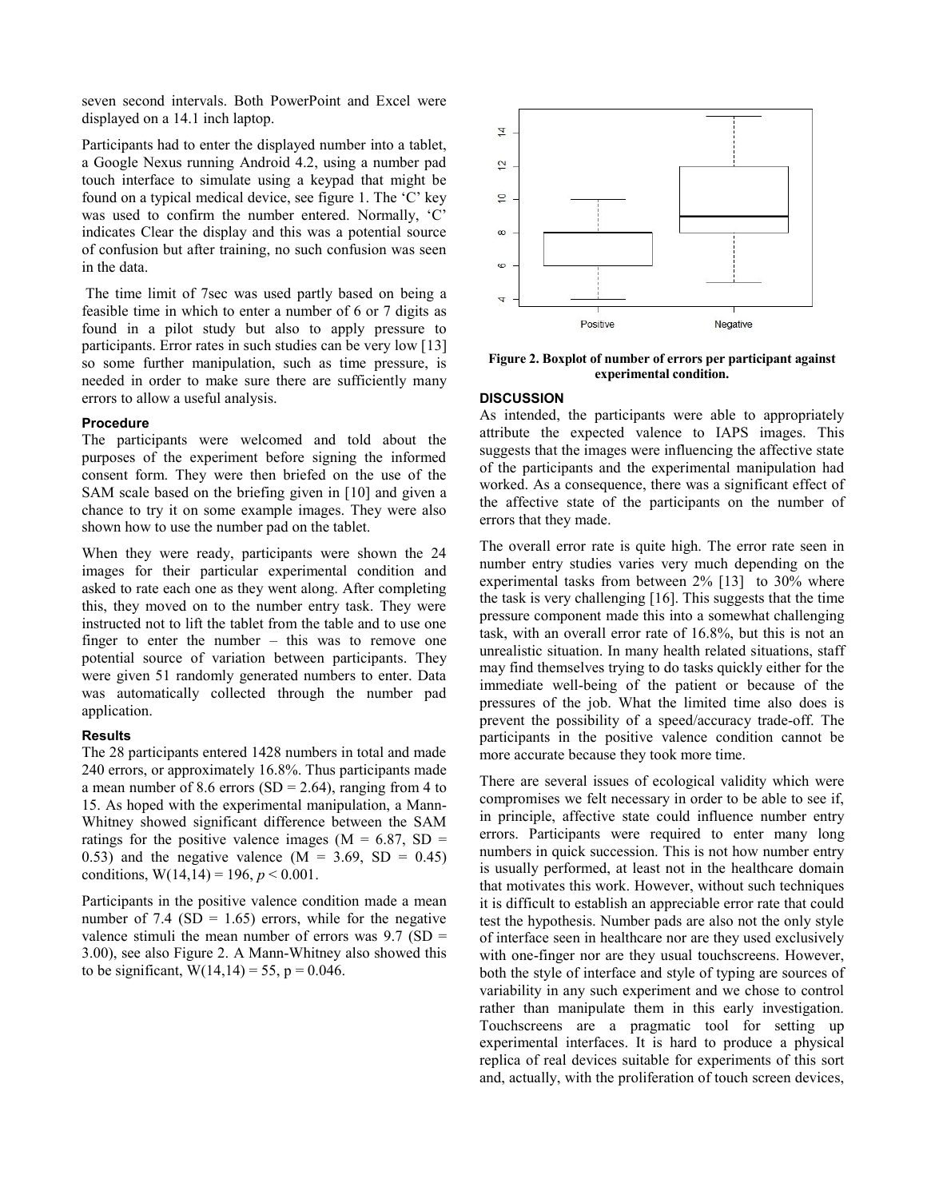seven second intervals. Both PowerPoint and Excel were displayed on a 14.1 inch laptop.

Participants had to enter the displayed number into a tablet, a Google Nexus running Android 4.2, using a number pad touch interface to simulate using a keypad that might be found on a typical medical device, see figure 1. The 'C' key was used to confirm the number entered. Normally, 'C' indicates Clear the display and this was a potential source of confusion but after training, no such confusion was seen in the data.

The time limit of 7sec was used partly based on being a feasible time in which to enter a number of 6 or 7 digits as found in a pilot study but also to apply pressure to participants. Error rates in such studies can be very low [13] so some further manipulation, such as time pressure, is needed in order to make sure there are sufficiently many errors to allow a useful analysis.

### Procedure

The participants were welcomed and told about the purposes of the experiment before signing the informed consent form. They were then briefed on the use of the SAM scale based on the briefing given in [10] and given a chance to try it on some example images. They were also shown how to use the number pad on the tablet.

When they were ready, participants were shown the 24 images for their particular experimental condition and asked to rate each one as they went along. After completing this, they moved on to the number entry task. They were instructed not to lift the tablet from the table and to use one finger to enter the number – this was to remove one potential source of variation between participants. They were given 51 randomly generated numbers to enter. Data was automatically collected through the number pad application.

### Results

The 28 participants entered 1428 numbers in total and made 240 errors, or approximately 16.8%. Thus participants made a mean number of 8.6 errors (SD = 2.64), ranging from 4 to 15. As hoped with the experimental manipulation, a Mann-Whitney showed significant difference between the SAM ratings for the positive valence images (M = 6.87, SD = 0.53) and the negative valence (M = 3.69, SD = 0.45) conditions, $W(14,14) = 196$, $p < 0.001$.

Participants in the positive valence condition made a mean number of 7.4 (SD = 1.65) errors, while for the negative valence stimuli the mean number of errors was 9.7 (SD = 3.00), see also Figure 2. A Mann-Whitney also showed this to be significant, $W(14,14) = 55$, $p = 0.046$.

**Figure 2. Boxplot of number of errors per participant against experimental condition.**

## DISCUSSION

As intended, the participants were able to appropriately attribute the expected valence to IAPS images. This suggests that the images were influencing the affective state of the participants and the experimental manipulation had worked. As a consequence, there was a significant effect of the affective state of the participants on the number of errors that they made.

The overall error rate is quite high. The error rate seen in number entry studies varies very much depending on the experimental tasks from between 2% [13] to 30% where the task is very challenging [16]. This suggests that the time pressure component made this into a somewhat challenging task, with an overall error rate of 16.8%, but this is not an unrealistic situation. In many health related situations, staff may find themselves trying to do tasks quickly either for the immediate well-being of the patient or because of the pressures of the job. What the limited time also does is prevent the possibility of a speed/accuracy trade-off. The participants in the positive valence condition cannot be more accurate because they took more time.

There are several issues of ecological validity which were compromises we felt necessary in order to be able to see if, in principle, affective state could influence number entry errors. Participants were required to enter many long numbers in quick succession. This is not how number entry is usually performed, at least not in the healthcare domain that motivates this work. However, without such techniques it is difficult to establish an appreciable error rate that could test the hypothesis. Number pads are also not the only style of interface seen in healthcare nor are they used exclusively with one-finger nor are they usual touchscreens. However, both the style of interface and style of typing are sources of variability in any such experiment and we chose to control rather than manipulate them in this early investigation. Touchscreens are a pragmatic tool for setting up experimental interfaces. It is hard to produce a physical replica of real devices suitable for experiments of this sort and, actually, with the proliferation of touch screen devices,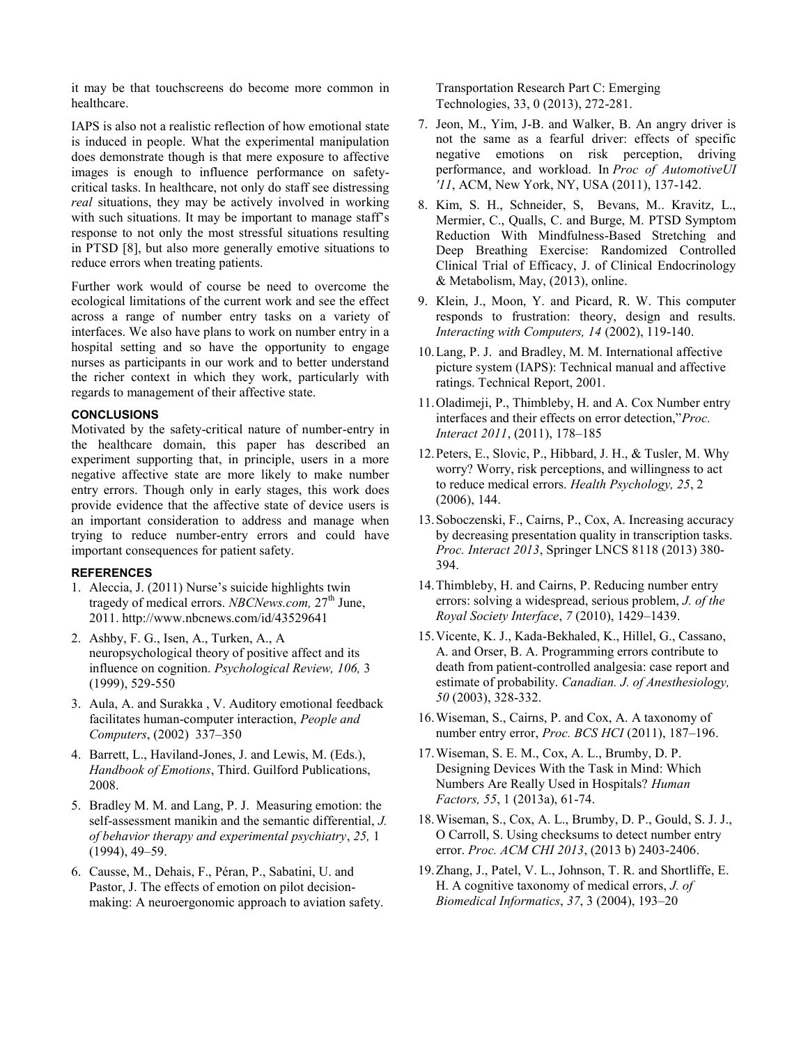it may be that touchscreens do become more common in healthcare.

IAPS is also not a realistic reflection of how emotional state is induced in people. What the experimental manipulation does demonstrate though is that mere exposure to affective images is enough to influence performance on safety-critical tasks. In healthcare, not only do staff see distressing *real* situations, they may be actively involved in working with such situations. It may be important to manage staff's response to not only the most stressful situations resulting in PTSD [8], but also more generally emotive situations to reduce errors when treating patients.

Further work would of course be need to overcome the ecological limitations of the current work and see the effect across a range of number entry tasks on a variety of interfaces. We also have plans to work on number entry in a hospital setting and so have the opportunity to engage nurses as participants in our work and to better understand the richer context in which they work, particularly with regards to management of their affective state.

### CONCLUSIONS

Motivated by the safety-critical nature of number-entry in the healthcare domain, this paper has described an experiment supporting that, in principle, users in a more negative affective state are more likely to make number entry errors. Though only in early stages, this work does provide evidence that the affective state of device users is an important consideration to address and manage when trying to reduce number-entry errors and could have important consequences for patient safety.

### REFERENCES

1. Aleccia, J. (2011) Nurse's suicide highlights twin tragedy of medical errors. *NBCNews.com,* 27th June, 2011. http://www.nbcnews.com/id/43529641
2. Ashby, F. G., Isen, A., Turken, A., A neuropsychological theory of positive affect and its influence on cognition. *Psychological Review, 106,* 3 (1999), 529-550
3. Aula, A. and Surakka , V. Auditory emotional feedback facilitates human-computer interaction, *People and Computers*, (2002) 337–350
4. Barrett, L., Haviland-Jones, J. and Lewis, M. (Eds.), *Handbook of Emotions*, Third. Guilford Publications, 2008.
5. Bradley M. M. and Lang, P. J. Measuring emotion: the self-assessment manikin and the semantic differential, *J. of behavior therapy and experimental psychiatry*, *25,* 1 (1994), 49–59.
6. Causse, M., Dehais, F., Péran, P., Sabatini, U. and Pastor, J. The effects of emotion on pilot decision-making: A neuroergonomic approach to aviation safety. Transportation Research Part C: Emerging Technologies, 33, 0 (2013), 272-281.
7. Jeon, M., Yim, J-B. and Walker, B. An angry driver is not the same as a fearful driver: effects of specific negative emotions on risk perception, driving performance, and workload. In *Proc of AutomotiveUI '11*, ACM, New York, NY, USA (2011), 137-142.
8. Kim, S. H., Schneider, S, Bevans, M.. Kravitz, L., Mermier, C., Qualls, C. and Burge, M. PTSD Symptom Reduction With Mindfulness-Based Stretching and Deep Breathing Exercise: Randomized Controlled Clinical Trial of Efficacy, J. of Clinical Endocrinology & Metabolism, May, (2013), online.
9. Klein, J., Moon, Y. and Picard, R. W. This computer responds to frustration: theory, design and results. *Interacting with Computers, 14* (2002), 119-140.
10. Lang, P. J. and Bradley, M. M. International affective picture system (IAPS): Technical manual and affective ratings. Technical Report, 2001.
11. Oladimeji, P., Thimbleby, H. and A. Cox Number entry interfaces and their effects on error detection,"*Proc. Interact 2011*, (2011), 178–185
12. Peters, E., Slovic, P., Hibbard, J. H., & Tusler, M. Why worry? Worry, risk perceptions, and willingness to act to reduce medical errors. *Health Psychology, 25*, 2 (2006), 144.
13. Soboczenski, F., Cairns, P., Cox, A. Increasing accuracy by decreasing presentation quality in transcription tasks. *Proc. Interact 2013*, Springer LNCS 8118 (2013) 380-394.
14. Thimbleby, H. and Cairns, P. Reducing number entry errors: solving a widespread, serious problem, *J. of the Royal Society Interface*, *7* (2010), 1429–1439.
15. Vicente, K. J., Kada-Bekhaled, K., Hillel, G., Cassano, A. and Orser, B. A. Programming errors contribute to death from patient-controlled analgesia: case report and estimate of probability. *Canadian. J. of Anesthesiology, 50* (2003), 328-332.
16. Wiseman, S., Cairns, P. and Cox, A. A taxonomy of number entry error, *Proc. BCS HCI* (2011), 187–196.
17. Wiseman, S. E. M., Cox, A. L., Brumby, D. P. Designing Devices With the Task in Mind: Which Numbers Are Really Used in Hospitals? *Human Factors, 55*, 1 (2013a), 61-74.
18. Wiseman, S., Cox, A. L., Brumby, D. P., Gould, S. J. J., O Carroll, S. Using checksums to detect number entry error. *Proc. ACM CHI 2013*, (2013 b) 2403-2406.
19. Zhang, J., Patel, V. L., Johnson, T. R. and Shortliffe, E. H. A cognitive taxonomy of medical errors, *J. of Biomedical Informatics*, *37*, 3 (2004), 193–20